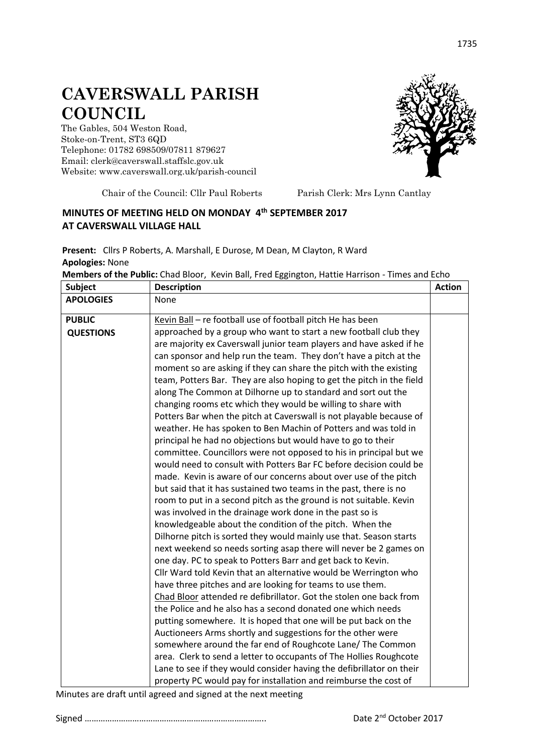# CAVERSWALL PARISH COUNCIL

The Gables, 504 Weston Road,
Stoke-on-Trent, ST3 6QD
Telephone: 01782 698509/07811 879627
Email: clerk@caverswall.staffslc.gov.uk
Website: www.caverswall.org.uk/parish-council

Chair of the Council: Cllr Paul Roberts Parish Clerk: Mrs Lynn Cantlay

**MINUTES OF MEETING HELD ON MONDAY 4th SEPTEMBER 2017 AT CAVERSWALL VILLAGE HALL**

**Present:** Cllrs P Roberts, A. Marshall, E Durose, M Dean, M Clayton, R Ward
**Apologies:** None
**Members of the Public:** Chad Bloor, Kevin Ball, Fred Eggington, Hattie Harrison - Times and Echo

| Subject | Description | Action |
|---|---|---|
| **APOLOGIES** | None | |
| **PUBLIC QUESTIONS** | Kevin Ball – re football use of football pitch He has been approached by a group who want to start a new football club they are majority ex Caverswall junior team players and have asked if he can sponsor and help run the team. They don't have a pitch at the moment so are asking if they can share the pitch with the existing team, Potters Bar. They are also hoping to get the pitch in the field along The Common at Dilhorne up to standard and sort out the changing rooms etc which they would be willing to share with Potters Bar when the pitch at Caverswall is not playable because of weather. He has spoken to Ben Machin of Potters and was told in principal he had no objections but would have to go to their committee. Councillors were not opposed to his in principal but we would need to consult with Potters Bar FC before decision could be made. Kevin is aware of our concerns about over use of the pitch but said that it has sustained two teams in the past, there is no room to put in a second pitch as the ground is not suitable. Kevin was involved in the drainage work done in the past so is knowledgeable about the condition of the pitch. When the Dilhorne pitch is sorted they would mainly use that. Season starts next weekend so needs sorting asap there will never be 2 games on one day. PC to speak to Potters Barr and get back to Kevin.<br>Cllr Ward told Kevin that an alternative would be Werrington who have three pitches and are looking for teams to use them.<br>Chad Bloor attended re defibrillator. Got the stolen one back from the Police and he also has a second donated one which needs putting somewhere. It is hoped that one will be put back on the Auctioneers Arms shortly and suggestions for the other were somewhere around the far end of Roughcote Lane/ The Common area. Clerk to send a letter to occupants of The Hollies Roughcote Lane to see if they would consider having the defibrillator on their property PC would pay for installation and reimburse the cost of | |

Minutes are draft until agreed and signed at the next meeting

Signed ………………………………………………………………….. Date 2nd October 2017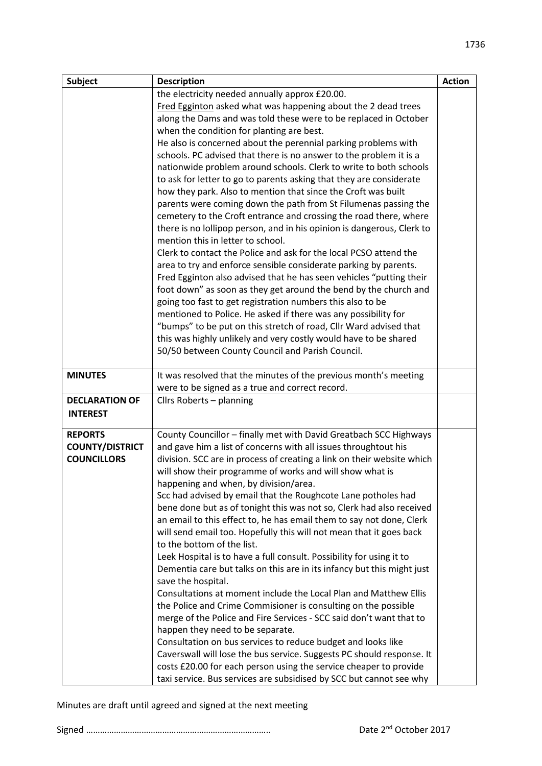| Subject | Description | Action |
|---|---|---|
| | the electricity needed annually approx £20.00.<br>Fred Egginton asked what was happening about the 2 dead trees along the Dams and was told these were to be replaced in October when the condition for planting are best.<br>He also is concerned about the perennial parking problems with schools. PC advised that there is no answer to the problem it is a nationwide problem around schools. Clerk to write to both schools to ask for letter to go to parents asking that they are considerate how they park. Also to mention that since the Croft was built parents were coming down the path from St Filumenas passing the cemetery to the Croft entrance and crossing the road there, where there is no lollipop person, and in his opinion is dangerous, Clerk to mention this in letter to school.<br>Clerk to contact the Police and ask for the local PCSO attend the area to try and enforce sensible considerate parking by parents.<br>Fred Egginton also advised that he has seen vehicles "putting their foot down" as soon as they get around the bend by the church and going too fast to get registration numbers this also to be mentioned to Police. He asked if there was any possibility for "bumps" to be put on this stretch of road, Cllr Ward advised that this was highly unlikely and very costly would have to be shared 50/50 between County Council and Parish Council. | |
| **MINUTES** | It was resolved that the minutes of the previous month's meeting were to be signed as a true and correct record. | |
| **DECLARATION OF INTEREST** | Cllrs Roberts – planning | |
| **REPORTS COUNTY/DISTRICT COUNCILLORS** | County Councillor – finally met with David Greatbach SCC Highways and gave him a list of concerns with all issues throughtout his division. SCC are in process of creating a link on their website which will show their programme of works and will show what is happening and when, by division/area.<br>Scc had advised by email that the Roughcote Lane potholes had bene done but as of tonight this was not so, Clerk had also received an email to this effect to, he has email them to say not done, Clerk will send email too. Hopefully this will not mean that it goes back to the bottom of the list.<br>Leek Hospital is to have a full consult. Possibility for using it to Dementia care but talks on this are in its infancy but this might just save the hospital.<br>Consultations at moment include the Local Plan and Matthew Ellis the Police and Crime Commisioner is consulting on the possible merge of the Police and Fire Services - SCC said don't want that to happen they need to be separate.<br>Consultation on bus services to reduce budget and looks like Caverswall will lose the bus service. Suggests PC should response. It costs £20.00 for each person using the service cheaper to provide taxi service. Bus services are subsidised by SCC but cannot see why | |

Minutes are draft until agreed and signed at the next meeting

Signed …………………………………………………………………..  Date 2nd October 2017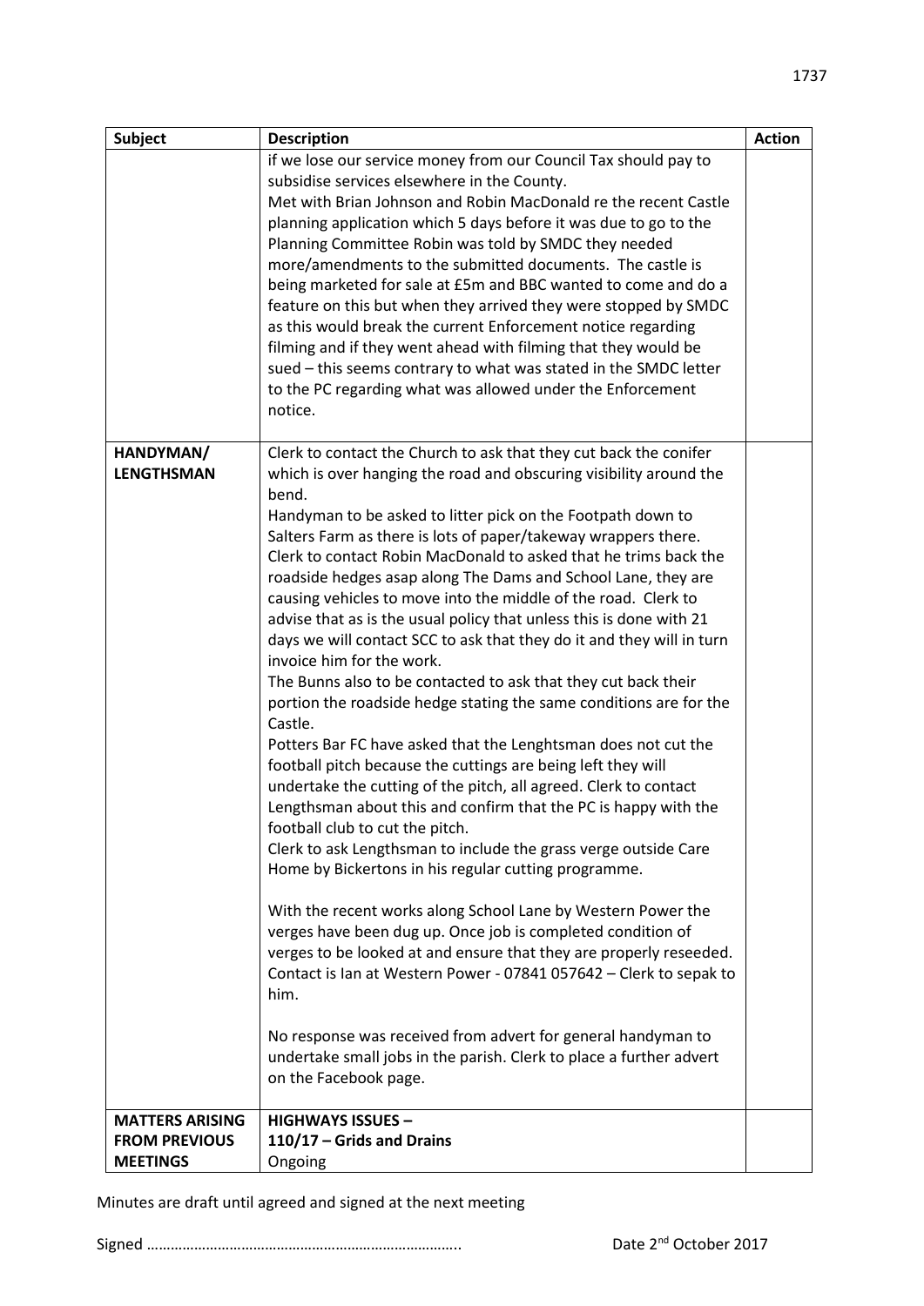| Subject | Description | Action |
|---|---|---|
| | if we lose our service money from our Council Tax should pay to subsidise services elsewhere in the County.<br>Met with Brian Johnson and Robin MacDonald re the recent Castle planning application which 5 days before it was due to go to the Planning Committee Robin was told by SMDC they needed more/amendments to the submitted documents. The castle is being marketed for sale at £5m and BBC wanted to come and do a feature on this but when they arrived they were stopped by SMDC as this would break the current Enforcement notice regarding filming and if they went ahead with filming that they would be sued – this seems contrary to what was stated in the SMDC letter to the PC regarding what was allowed under the Enforcement notice. | |
| **HANDYMAN/ LENGTHSMAN** | Clerk to contact the Church to ask that they cut back the conifer which is over hanging the road and obscuring visibility around the bend.<br>Handyman to be asked to litter pick on the Footpath down to Salters Farm as there is lots of paper/takeway wrappers there.<br>Clerk to contact Robin MacDonald to asked that he trims back the roadside hedges asap along The Dams and School Lane, they are causing vehicles to move into the middle of the road. Clerk to advise that as is the usual policy that unless this is done with 21 days we will contact SCC to ask that they do it and they will in turn invoice him for the work.<br>The Bunns also to be contacted to ask that they cut back their portion the roadside hedge stating the same conditions are for the Castle.<br>Potters Bar FC have asked that the Lenghtsman does not cut the football pitch because the cuttings are being left they will undertake the cutting of the pitch, all agreed. Clerk to contact Lengthsman about this and confirm that the PC is happy with the football club to cut the pitch.<br>Clerk to ask Lengthsman to include the grass verge outside Care Home by Bickertons in his regular cutting programme.<br><br>With the recent works along School Lane by Western Power the verges have been dug up. Once job is completed condition of verges to be looked at and ensure that they are properly reseeded. Contact is Ian at Western Power - 07841 057642 – Clerk to sepak to him.<br><br>No response was received from advert for general handyman to undertake small jobs in the parish. Clerk to place a further advert on the Facebook page. | |
| **MATTERS ARISING FROM PREVIOUS MEETINGS** | **HIGHWAYS ISSUES –**<br>**110/17 – Grids and Drains**<br>Ongoing | |

Minutes are draft until agreed and signed at the next meeting

Signed …………………………………………………………………….. Date 2nd October 2017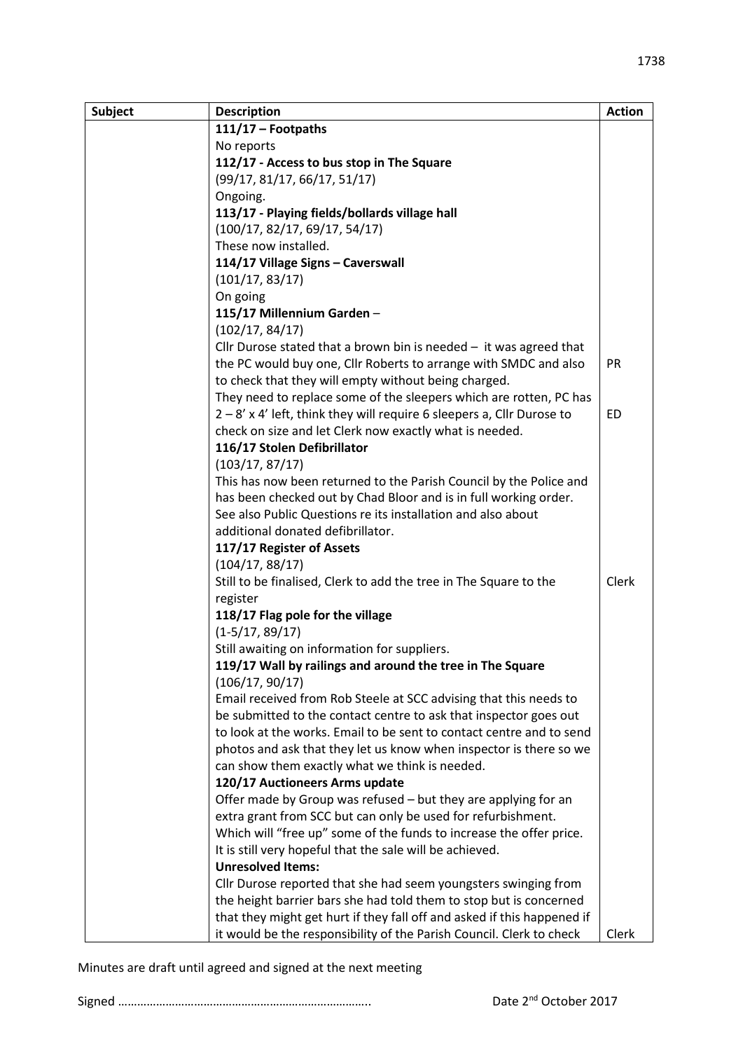| Subject | Description | Action |
|---|---|---|
| | **111/17 – Footpaths**<br>No reports<br>**112/17 - Access to bus stop in The Square**<br>(99/17, 81/17, 66/17, 51/17)<br>Ongoing.<br>**113/17 - Playing fields/bollards village hall**<br>(100/17, 82/17, 69/17, 54/17)<br>These now installed.<br>**114/17 Village Signs – Caverswall**<br>(101/17, 83/17)<br>On going<br>**115/17 Millennium Garden** –<br>(102/17, 84/17)<br>Cllr Durose stated that a brown bin is needed – it was agreed that the PC would buy one, Cllr Roberts to arrange with SMDC and also to check that they will empty without being charged. | PR |
| | They need to replace some of the sleepers which are rotten, PC has 2 – 8' x 4' left, think they will require 6 sleepers a, Cllr Durose to check on size and let Clerk now exactly what is needed. | ED |
| | **116/17 Stolen Defibrillator**<br>(103/17, 87/17)<br>This has now been returned to the Parish Council by the Police and has been checked out by Chad Bloor and is in full working order. See also Public Questions re its installation and also about additional donated defibrillator.<br>**117/17 Register of Assets**<br>(104/17, 88/17)<br>Still to be finalised, Clerk to add the tree in The Square to the register | Clerk |
| | **118/17 Flag pole for the village**<br>(1-5/17, 89/17)<br>Still awaiting on information for suppliers.<br>**119/17 Wall by railings and around the tree in The Square**<br>(106/17, 90/17)<br>Email received from Rob Steele at SCC advising that this needs to be submitted to the contact centre to ask that inspector goes out to look at the works. Email to be sent to contact centre and to send photos and ask that they let us know when inspector is there so we can show them exactly what we think is needed.<br>**120/17 Auctioneers Arms update**<br>Offer made by Group was refused – but they are applying for an extra grant from SCC but can only be used for refurbishment. Which will "free up" some of the funds to increase the offer price. It is still very hopeful that the sale will be achieved.<br>**Unresolved Items:**<br>Cllr Durose reported that she had seem youngsters swinging from the height barrier bars she had told them to stop but is concerned that they might get hurt if they fall off and asked if this happened if it would be the responsibility of the Parish Council. Clerk to check | Clerk |

Minutes are draft until agreed and signed at the next meeting

Signed …………………………………………………………………..                Date 2nd October 2017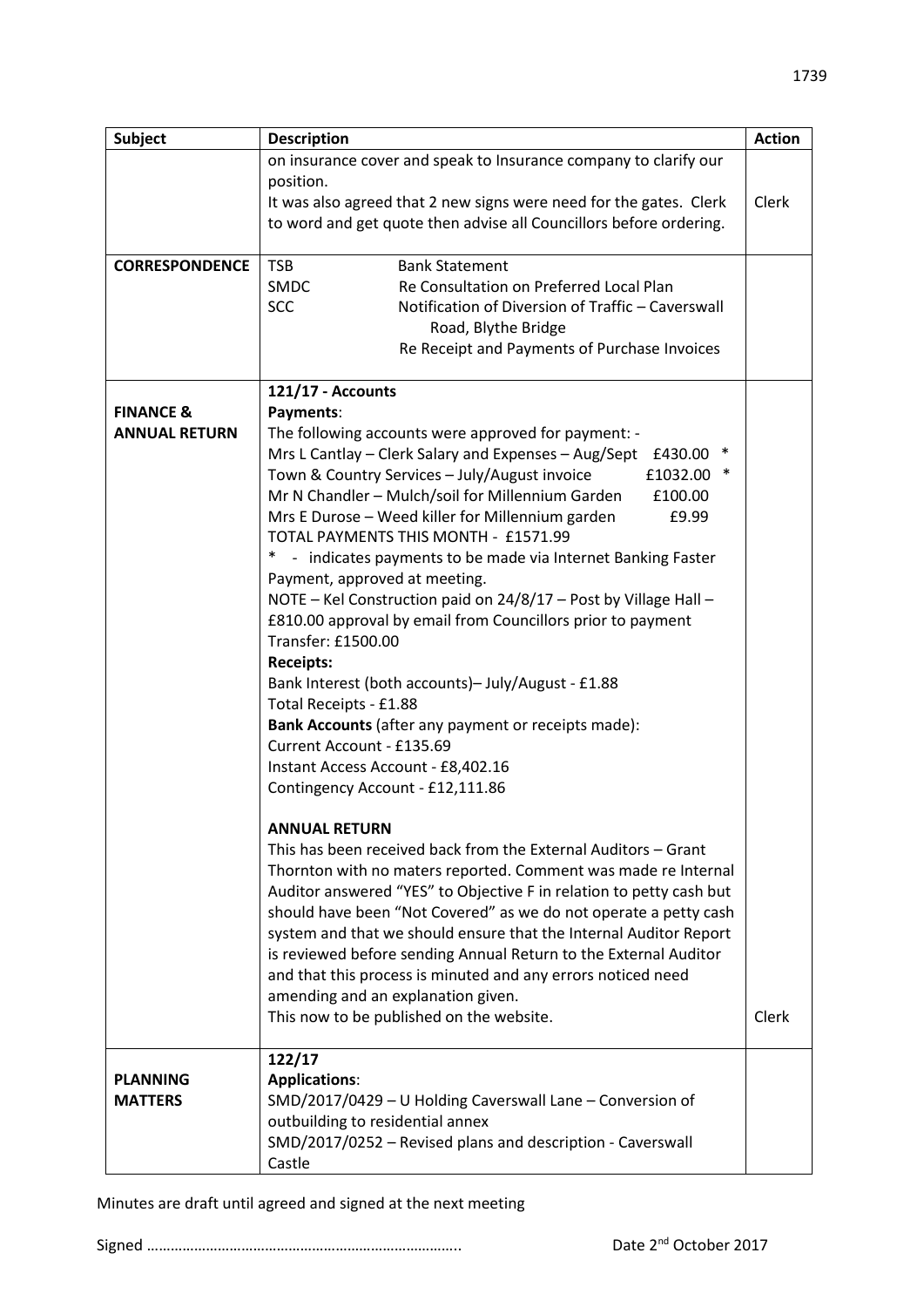| Subject | Description | Action |
|---|---|---|
| | on insurance cover and speak to Insurance company to clarify our position.<br>It was also agreed that 2 new signs were need for the gates. Clerk to word and get quote then advise all Councillors before ordering. | Clerk |
| **CORRESPONDENCE** | TSB Bank Statement<br>SMDC Re Consultation on Preferred Local Plan<br>SCC Notification of Diversion of Traffic – Caverswall Road, Blythe Bridge<br>Re Receipt and Payments of Purchase Invoices | |
| **FINANCE & ANNUAL RETURN** | **121/17 - Accounts**<br>**Payments**:<br>The following accounts were approved for payment: -<br>Mrs L Cantlay – Clerk Salary and Expenses – Aug/Sept £430.00 *<br>Town & Country Services – July/August invoice £1032.00 *<br>Mr N Chandler – Mulch/soil for Millennium Garden £100.00<br>Mrs E Durose – Weed killer for Millennium garden £9.99<br>TOTAL PAYMENTS THIS MONTH - £1571.99<br>* - indicates payments to be made via Internet Banking Faster Payment, approved at meeting.<br>NOTE – Kel Construction paid on 24/8/17 – Post by Village Hall – £810.00 approval by email from Councillors prior to payment<br>Transfer: £1500.00<br>**Receipts:**<br>Bank Interest (both accounts)– July/August - £1.88<br>Total Receipts - £1.88<br>**Bank Accounts** (after any payment or receipts made):<br>Current Account - £135.69<br>Instant Access Account - £8,402.16<br>Contingency Account - £12,111.86<br><br>**ANNUAL RETURN**<br>This has been received back from the External Auditors – Grant Thornton with no maters reported. Comment was made re Internal Auditor answered "YES" to Objective F in relation to petty cash but should have been "Not Covered" as we do not operate a petty cash system and that we should ensure that the Internal Auditor Report is reviewed before sending Annual Return to the External Auditor and that this process is minuted and any errors noticed need amending and an explanation given.<br>This now to be published on the website. | Clerk |
| **PLANNING MATTERS** | **122/17**<br>**Applications**:<br>SMD/2017/0429 – U Holding Caverswall Lane – Conversion of outbuilding to residential annex<br>SMD/2017/0252 – Revised plans and description - Caverswall Castle | |

Minutes are draft until agreed and signed at the next meeting

Signed ………………………………………………………………….. Date 2nd October 2017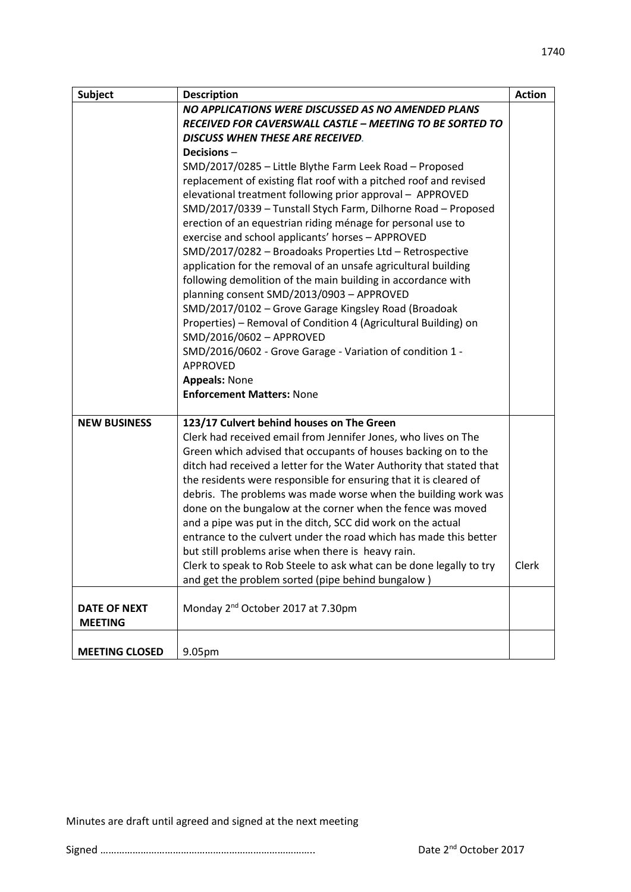| Subject | Description | Action |
|---|---|---|
| | ***NO APPLICATIONS WERE DISCUSSED AS NO AMENDED PLANS RECEIVED FOR CAVERSWALL CASTLE – MEETING TO BE SORTED TO DISCUSS WHEN THESE ARE RECEIVED.*** <br> **Decisions** – <br> SMD/2017/0285 – Little Blythe Farm Leek Road – Proposed replacement of existing flat roof with a pitched roof and revised elevational treatment following prior approval – APPROVED <br> SMD/2017/0339 – Tunstall Stych Farm, Dilhorne Road – Proposed erection of an equestrian riding ménage for personal use to exercise and school applicants' horses – APPROVED <br> SMD/2017/0282 – Broadoaks Properties Ltd – Retrospective application for the removal of an unsafe agricultural building following demolition of the main building in accordance with planning consent SMD/2013/0903 – APPROVED <br> SMD/2017/0102 – Grove Garage Kingsley Road (Broadoak Properties) – Removal of Condition 4 (Agricultural Building) on SMD/2016/0602 – APPROVED <br> SMD/2016/0602 - Grove Garage - Variation of condition 1 - APPROVED <br> **Appeals:** None <br> **Enforcement Matters:** None | |
| **NEW BUSINESS** | **123/17 Culvert behind houses on The Green** <br> Clerk had received email from Jennifer Jones, who lives on The Green which advised that occupants of houses backing on to the ditch had received a letter for the Water Authority that stated that the residents were responsible for ensuring that it is cleared of debris. The problems was made worse when the building work was done on the bungalow at the corner when the fence was moved and a pipe was put in the ditch, SCC did work on the actual entrance to the culvert under the road which has made this better but still problems arise when there is heavy rain. <br> Clerk to speak to Rob Steele to ask what can be done legally to try and get the problem sorted (pipe behind bungalow ) | Clerk |
| **DATE OF NEXT MEETING** | Monday 2nd October 2017 at 7.30pm | |
| **MEETING CLOSED** | 9.05pm | |

Minutes are draft until agreed and signed at the next meeting

Signed ………………………………………………………………….. Date 2nd October 2017